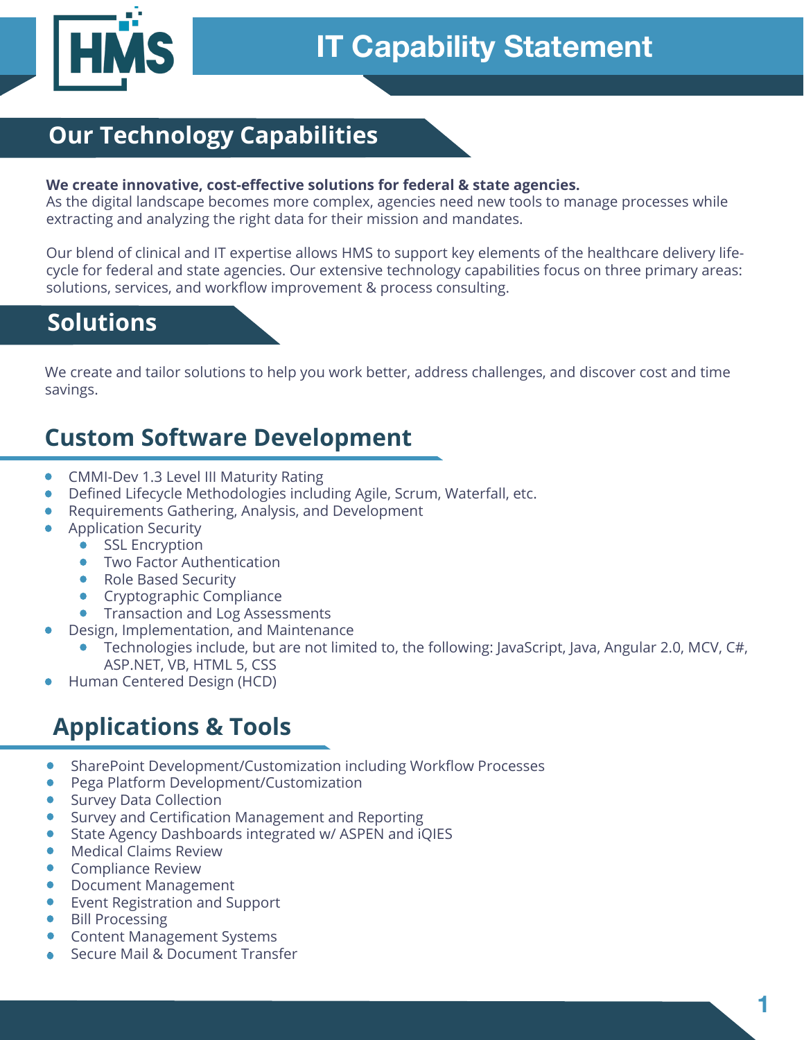# IT Capability Statement

## Our Technology Capabilities

**We create innovative, cost-effective solutions for federal & state agencies.**
As the digital landscape becomes more complex, agencies need new tools to manage processes while extracting and analyzing the right data for their mission and mandates.

Our blend of clinical and IT expertise allows HMS to support key elements of the healthcare delivery life-cycle for federal and state agencies. Our extensive technology capabilities focus on three primary areas: solutions, services, and workflow improvement & process consulting.

## Solutions

We create and tailor solutions to help you work better, address challenges, and discover cost and time savings.

### Custom Software Development

- CMMI-Dev 1.3 Level III Maturity Rating
- Defined Lifecycle Methodologies including Agile, Scrum, Waterfall, etc.
- Requirements Gathering, Analysis, and Development
- Application Security
  - SSL Encryption
  - Two Factor Authentication
  - Role Based Security
  - Cryptographic Compliance
  - Transaction and Log Assessments
- Design, Implementation, and Maintenance
  - Technologies include, but are not limited to, the following: JavaScript, Java, Angular 2.0, MCV, C#, ASP.NET, VB, HTML 5, CSS
- Human Centered Design (HCD)

### Applications & Tools

- SharePoint Development/Customization including Workflow Processes
- Pega Platform Development/Customization
- Survey Data Collection
- Survey and Certification Management and Reporting
- State Agency Dashboards integrated w/ ASPEN and iQIES
- Medical Claims Review
- Compliance Review
- Document Management
- Event Registration and Support
- Bill Processing
- Content Management Systems
- Secure Mail & Document Transfer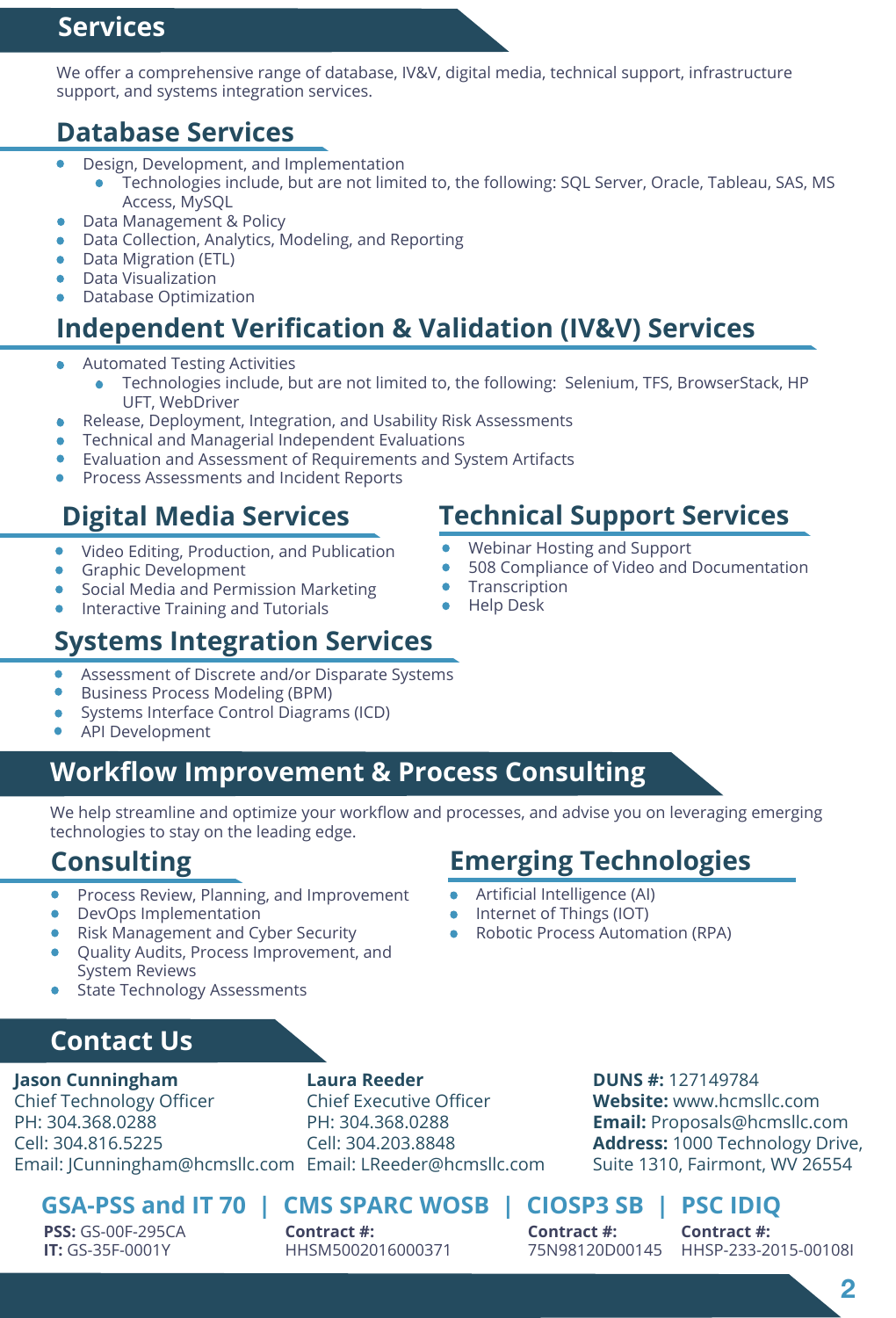## Services

We offer a comprehensive range of database, IV&V, digital media, technical support, infrastructure support, and systems integration services.

### Database Services

- Design, Development, and Implementation
  - Technologies include, but are not limited to, the following: SQL Server, Oracle, Tableau, SAS, MS Access, MySQL
- Data Management & Policy
- Data Collection, Analytics, Modeling, and Reporting
- Data Migration (ETL)
- Data Visualization
- Database Optimization

### Independent Verification & Validation (IV&V) Services

- Automated Testing Activities
  - Technologies include, but are not limited to, the following: Selenium, TFS, BrowserStack, HP UFT, WebDriver
- Release, Deployment, Integration, and Usability Risk Assessments
- Technical and Managerial Independent Evaluations
- Evaluation and Assessment of Requirements and System Artifacts
- Process Assessments and Incident Reports

### Digital Media Services

- Video Editing, Production, and Publication
- Graphic Development
- Social Media and Permission Marketing
- Interactive Training and Tutorials

### Technical Support Services

- Webinar Hosting and Support
- 508 Compliance of Video and Documentation
- Transcription
- Help Desk

### Systems Integration Services

- Assessment of Discrete and/or Disparate Systems
- Business Process Modeling (BPM)
- Systems Interface Control Diagrams (ICD)
- API Development

## Workflow Improvement & Process Consulting

We help streamline and optimize your workflow and processes, and advise you on leveraging emerging technologies to stay on the leading edge.

### Consulting

- Process Review, Planning, and Improvement
- DevOps Implementation
- Risk Management and Cyber Security
- Quality Audits, Process Improvement, and System Reviews
- State Technology Assessments

### Emerging Technologies

- Artificial Intelligence (AI)
- Internet of Things (IOT)
- Robotic Process Automation (RPA)

## Contact Us

**Jason Cunningham**
Chief Technology Officer
PH: 304.368.0288
Cell: 304.816.5225
Email: JCunningham@hcmsllc.com

**Laura Reeder**
Chief Executive Officer
PH: 304.368.0288
Cell: 304.203.8848
Email: LReeder@hcmsllc.com

**DUNS #:** 127149784
**Website:** www.hcmsllc.com
**Email:** Proposals@hcmsllc.com
**Address:** 1000 Technology Drive, Suite 1310, Fairmont, WV 26554

### GSA-PSS and IT 70 | CMS SPARC WOSB | CIOSP3 SB | PSC IDIQ

**GSA-PSS and IT 70**
**PSS:** GS-00F-295CA
**IT:** GS-35F-0001Y

**CMS SPARC WOSB**
**Contract #:** HHSM5002016000371

**CIOSP3 SB**
**Contract #:** 75N98120D00145

**PSC IDIQ**
**Contract #:** HHSP-233-2015-00108I